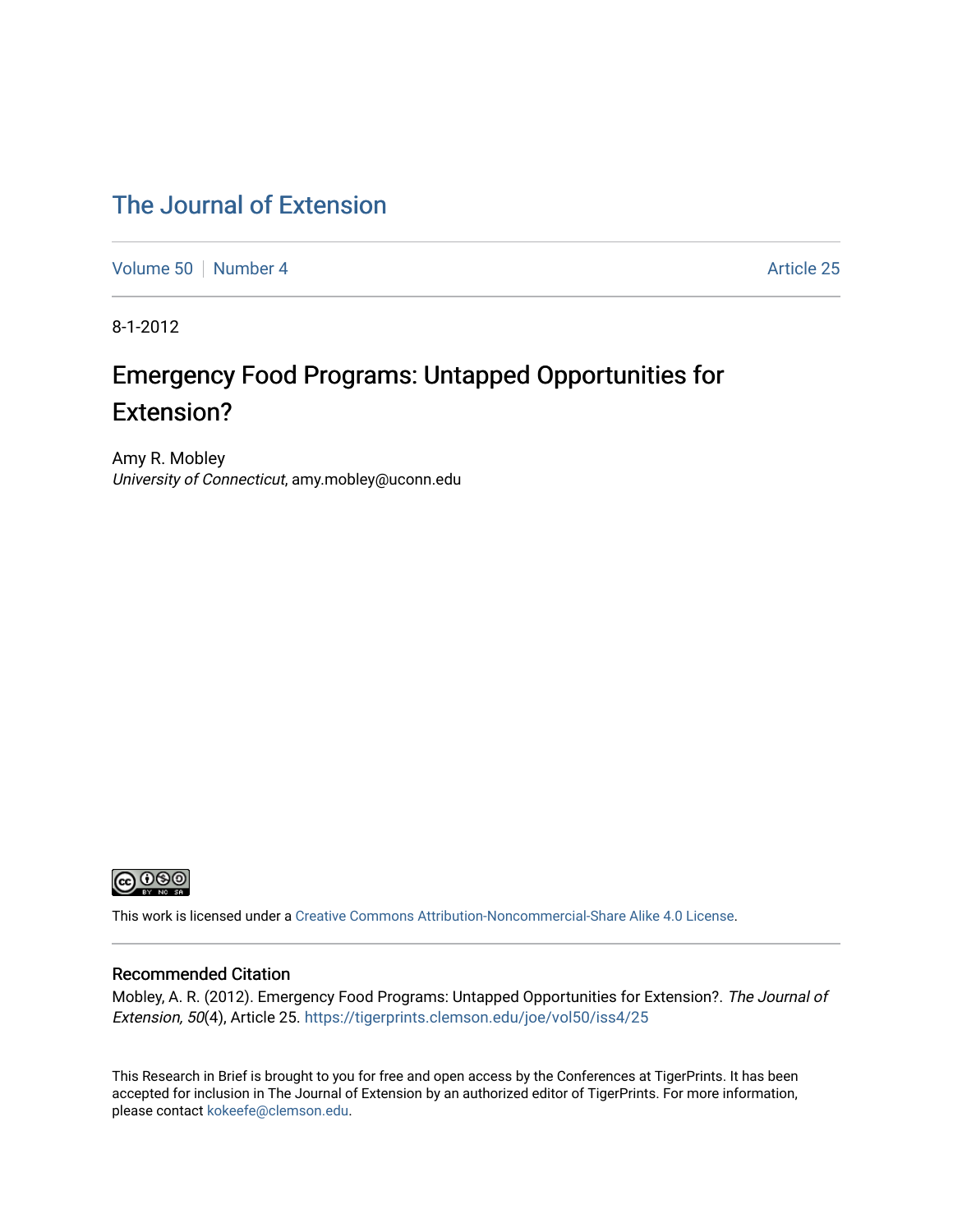# The Journal of Extension

Volume 50 | Number 4 | Article 25

8-1-2012

## Emergency Food Programs: Untapped Opportunities for Extension?

Amy R. Mobley
*University of Connecticut*, amy.mobley@uconn.edu

This work is licensed under a Creative Commons Attribution-Noncommercial-Share Alike 4.0 License.

### Recommended Citation

Mobley, A. R. (2012). Emergency Food Programs: Untapped Opportunities for Extension?. *The Journal of Extension, 50*(4), Article 25. https://tigerprints.clemson.edu/joe/vol50/iss4/25

This Research in Brief is brought to you for free and open access by the Conferences at TigerPrints. It has been accepted for inclusion in The Journal of Extension by an authorized editor of TigerPrints. For more information, please contact kokeefe@clemson.edu.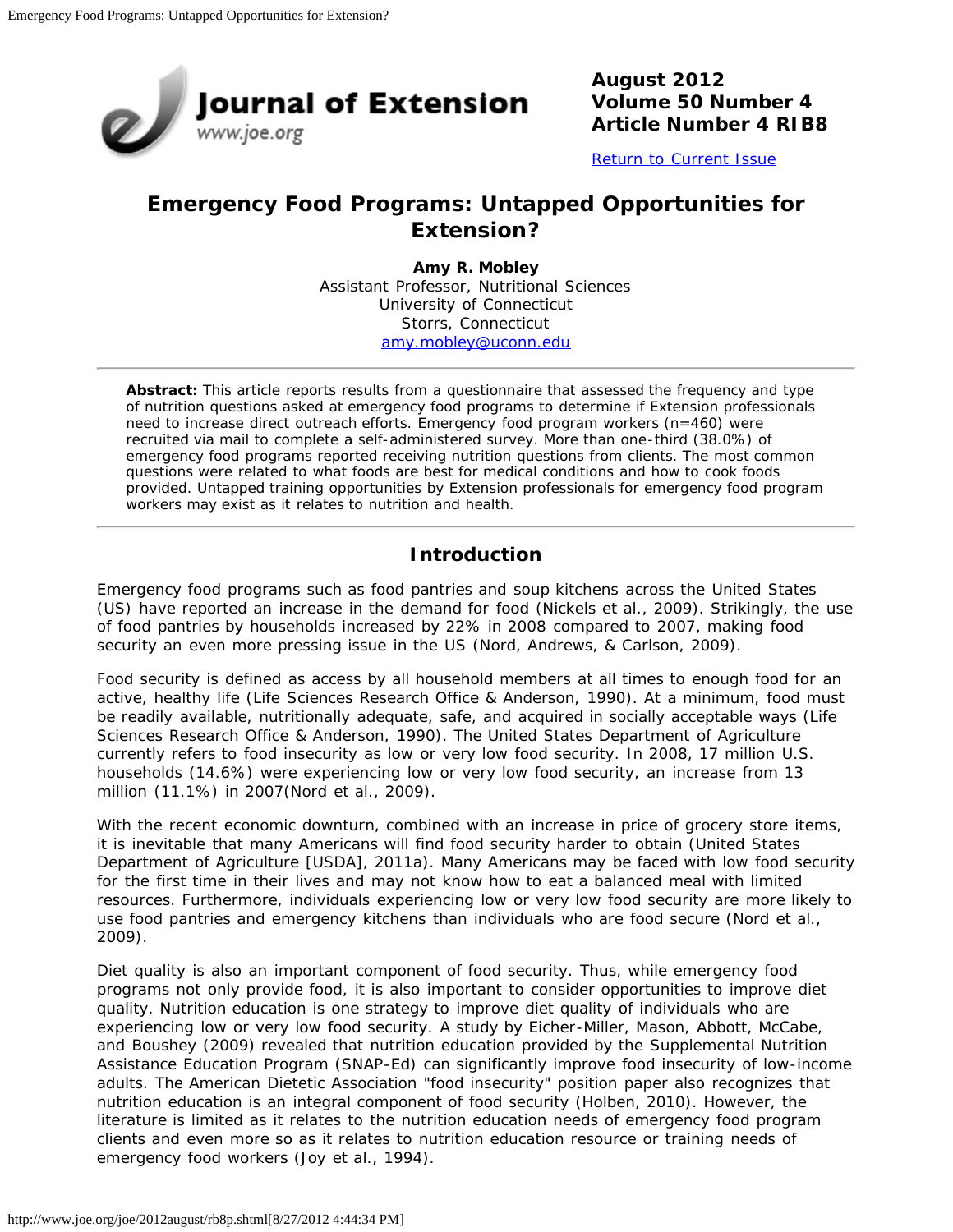# Emergency Food Programs: Untapped Opportunities for Extension?

**Amy R. Mobley**
Assistant Professor, Nutritional Sciences
University of Connecticut
Storrs, Connecticut
amy.mobley@uconn.edu

---

**Abstract:** This article reports results from a questionnaire that assessed the frequency and type of nutrition questions asked at emergency food programs to determine if Extension professionals need to increase direct outreach efforts. Emergency food program workers (n=460) were recruited via mail to complete a self-administered survey. More than one-third (38.0%) of emergency food programs reported receiving nutrition questions from clients. The most common questions were related to what foods are best for medical conditions and how to cook foods provided. Untapped training opportunities by Extension professionals for emergency food program workers may exist as it relates to nutrition and health.

---

## Introduction

Emergency food programs such as food pantries and soup kitchens across the United States (US) have reported an increase in the demand for food (Nickels et al., 2009). Strikingly, the use of food pantries by households increased by 22% in 2008 compared to 2007, making food security an even more pressing issue in the US (Nord, Andrews, & Carlson, 2009).

Food security is defined as access by all household members at all times to enough food for an active, healthy life (Life Sciences Research Office & Anderson, 1990). At a minimum, food must be readily available, nutritionally adequate, safe, and acquired in socially acceptable ways (Life Sciences Research Office & Anderson, 1990). The United States Department of Agriculture currently refers to food insecurity as low or very low food security. In 2008, 17 million U.S. households (14.6%) were experiencing low or very low food security, an increase from 13 million (11.1%) in 2007(Nord et al., 2009).

With the recent economic downturn, combined with an increase in price of grocery store items, it is inevitable that many Americans will find food security harder to obtain (United States Department of Agriculture [USDA], 2011a). Many Americans may be faced with low food security for the first time in their lives and may not know how to eat a balanced meal with limited resources. Furthermore, individuals experiencing low or very low food security are more likely to use food pantries and emergency kitchens than individuals who are food secure (Nord et al., 2009).

Diet quality is also an important component of food security. Thus, while emergency food programs not only provide food, it is also important to consider opportunities to improve diet quality. Nutrition education is one strategy to improve diet quality of individuals who are experiencing low or very low food security. A study by Eicher-Miller, Mason, Abbott, McCabe, and Boushey (2009) revealed that nutrition education provided by the Supplemental Nutrition Assistance Education Program (SNAP-Ed) can significantly improve food insecurity of low-income adults. The American Dietetic Association "food insecurity" position paper also recognizes that nutrition education is an integral component of food security (Holben, 2010). However, the literature is limited as it relates to the nutrition education needs of emergency food program clients and even more so as it relates to nutrition education resource or training needs of emergency food workers (Joy et al., 1994).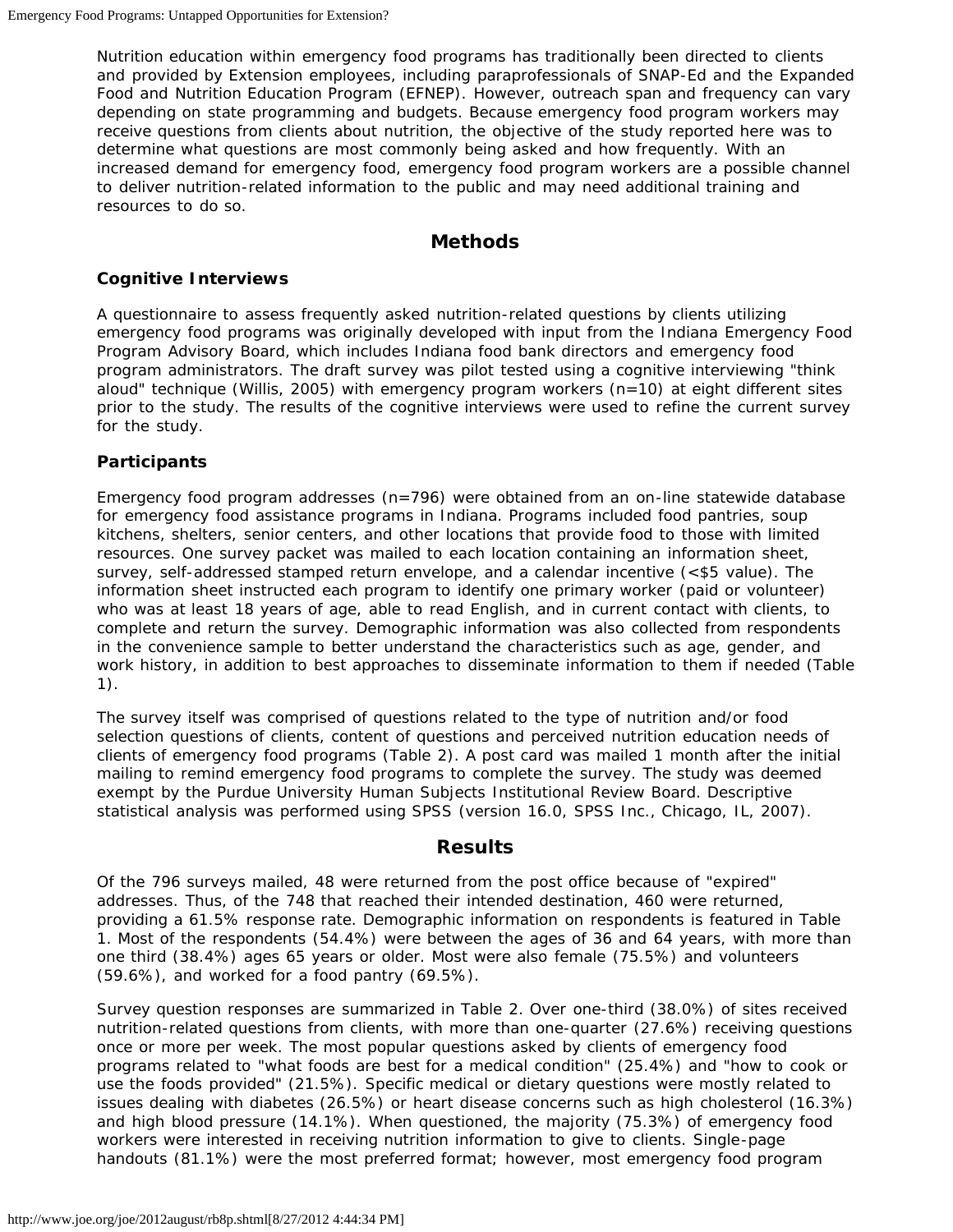Nutrition education within emergency food programs has traditionally been directed to clients and provided by Extension employees, including paraprofessionals of SNAP-Ed and the Expanded Food and Nutrition Education Program (EFNEP). However, outreach span and frequency can vary depending on state programming and budgets. Because emergency food program workers may receive questions from clients about nutrition, the objective of the study reported here was to determine what questions are most commonly being asked and how frequently. With an increased demand for emergency food, emergency food program workers are a possible channel to deliver nutrition-related information to the public and may need additional training and resources to do so.

## Methods

### Cognitive Interviews

A questionnaire to assess frequently asked nutrition-related questions by clients utilizing emergency food programs was originally developed with input from the Indiana Emergency Food Program Advisory Board, which includes Indiana food bank directors and emergency food program administrators. The draft survey was pilot tested using a cognitive interviewing "think aloud" technique (Willis, 2005) with emergency program workers (n=10) at eight different sites prior to the study. The results of the cognitive interviews were used to refine the current survey for the study.

### Participants

Emergency food program addresses (n=796) were obtained from an on-line statewide database for emergency food assistance programs in Indiana. Programs included food pantries, soup kitchens, shelters, senior centers, and other locations that provide food to those with limited resources. One survey packet was mailed to each location containing an information sheet, survey, self-addressed stamped return envelope, and a calendar incentive (<$5 value). The information sheet instructed each program to identify one primary worker (paid or volunteer) who was at least 18 years of age, able to read English, and in current contact with clients, to complete and return the survey. Demographic information was also collected from respondents in the convenience sample to better understand the characteristics such as age, gender, and work history, in addition to best approaches to disseminate information to them if needed (Table 1).

The survey itself was comprised of questions related to the type of nutrition and/or food selection questions of clients, content of questions and perceived nutrition education needs of clients of emergency food programs (Table 2). A post card was mailed 1 month after the initial mailing to remind emergency food programs to complete the survey. The study was deemed exempt by the Purdue University Human Subjects Institutional Review Board. Descriptive statistical analysis was performed using SPSS (version 16.0, SPSS Inc., Chicago, IL, 2007).

## Results

Of the 796 surveys mailed, 48 were returned from the post office because of "expired" addresses. Thus, of the 748 that reached their intended destination, 460 were returned, providing a 61.5% response rate. Demographic information on respondents is featured in Table 1. Most of the respondents (54.4%) were between the ages of 36 and 64 years, with more than one third (38.4%) ages 65 years or older. Most were also female (75.5%) and volunteers (59.6%), and worked for a food pantry (69.5%).

Survey question responses are summarized in Table 2. Over one-third (38.0%) of sites received nutrition-related questions from clients, with more than one-quarter (27.6%) receiving questions once or more per week. The most popular questions asked by clients of emergency food programs related to "what foods are best for a medical condition" (25.4%) and "how to cook or use the foods provided" (21.5%). Specific medical or dietary questions were mostly related to issues dealing with diabetes (26.5%) or heart disease concerns such as high cholesterol (16.3%) and high blood pressure (14.1%). When questioned, the majority (75.3%) of emergency food workers were interested in receiving nutrition information to give to clients. Single-page handouts (81.1%) were the most preferred format; however, most emergency food program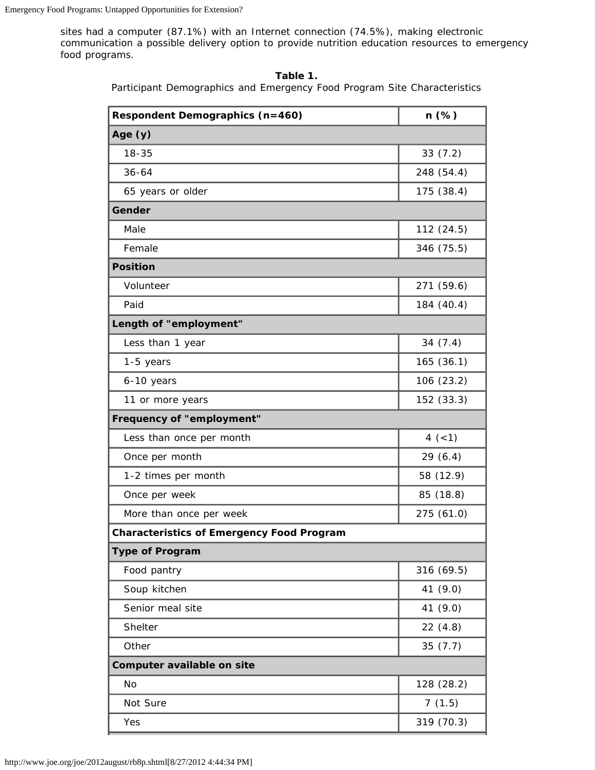sites had a computer (87.1%) with an Internet connection (74.5%), making electronic communication a possible delivery option to provide nutrition education resources to emergency food programs.

**Table 1.**
Participant Demographics and Emergency Food Program Site Characteristics

| Respondent Demographics (n=460) | n (%) |
|---|---|
| **Age (y)** | |
| 18-35 | 33 (7.2) |
| 36-64 | 248 (54.4) |
| 65 years or older | 175 (38.4) |
| **Gender** | |
| Male | 112 (24.5) |
| Female | 346 (75.5) |
| **Position** | |
| Volunteer | 271 (59.6) |
| Paid | 184 (40.4) |
| **Length of "employment"** | |
| Less than 1 year | 34 (7.4) |
| 1-5 years | 165 (36.1) |
| 6-10 years | 106 (23.2) |
| 11 or more years | 152 (33.3) |
| **Frequency of "employment"** | |
| Less than once per month | 4 (<1) |
| Once per month | 29 (6.4) |
| 1-2 times per month | 58 (12.9) |
| Once per week | 85 (18.8) |
| More than once per week | 275 (61.0) |
| **Characteristics of Emergency Food Program** | |
| **Type of Program** | |
| Food pantry | 316 (69.5) |
| Soup kitchen | 41 (9.0) |
| Senior meal site | 41 (9.0) |
| Shelter | 22 (4.8) |
| Other | 35 (7.7) |
| **Computer available on site** | |
| No | 128 (28.2) |
| Not Sure | 7 (1.5) |
| Yes | 319 (70.3) |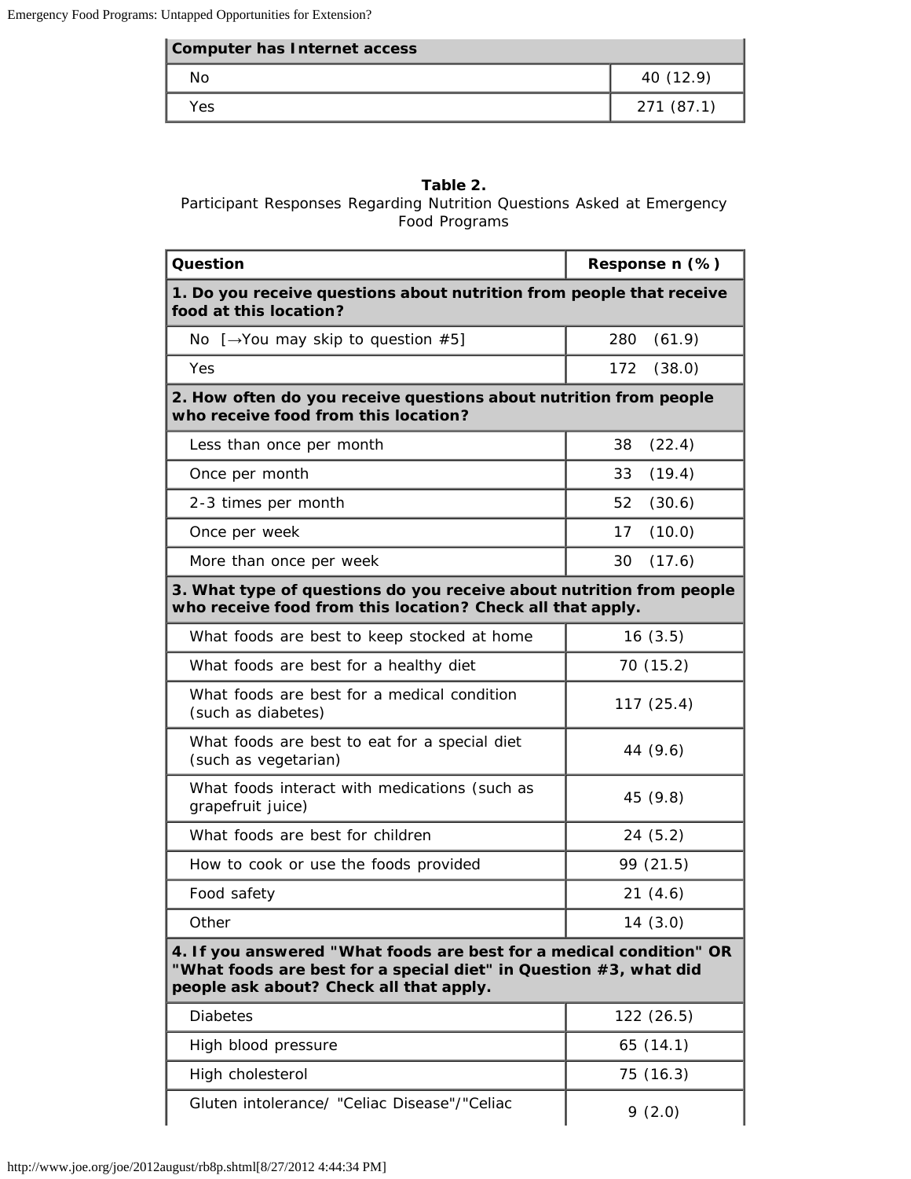| Computer has Internet access | |
|---|---|
| No | 40 (12.9) |
| Yes | 271 (87.1) |

**Table 2.**
Participant Responses Regarding Nutrition Questions Asked at Emergency Food Programs

| Question | Response n (%) |
|---|---|
| **1. Do you receive questions about nutrition from people that receive food at this location?** | |
| No [→You may skip to question #5] | 280 (61.9) |
| Yes | 172 (38.0) |
| **2. How often do you receive questions about nutrition from people who receive food from this location?** | |
| Less than once per month | 38 (22.4) |
| Once per month | 33 (19.4) |
| 2-3 times per month | 52 (30.6) |
| Once per week | 17 (10.0) |
| More than once per week | 30 (17.6) |
| **3. What type of questions do you receive about nutrition from people who receive food from this location? Check all that apply.** | |
| What foods are best to keep stocked at home | 16 (3.5) |
| What foods are best for a healthy diet | 70 (15.2) |
| What foods are best for a medical condition (such as diabetes) | 117 (25.4) |
| What foods are best to eat for a special diet (such as vegetarian) | 44 (9.6) |
| What foods interact with medications (such as grapefruit juice) | 45 (9.8) |
| What foods are best for children | 24 (5.2) |
| How to cook or use the foods provided | 99 (21.5) |
| Food safety | 21 (4.6) |
| Other | 14 (3.0) |
| **4. If you answered "What foods are best for a medical condition" OR "What foods are best for a special diet" in Question #3, what did people ask about? Check all that apply.** | |
| Diabetes | 122 (26.5) |
| High blood pressure | 65 (14.1) |
| High cholesterol | 75 (16.3) |
| Gluten intolerance/ "Celiac Disease"/"Celiac | 9 (2.0) |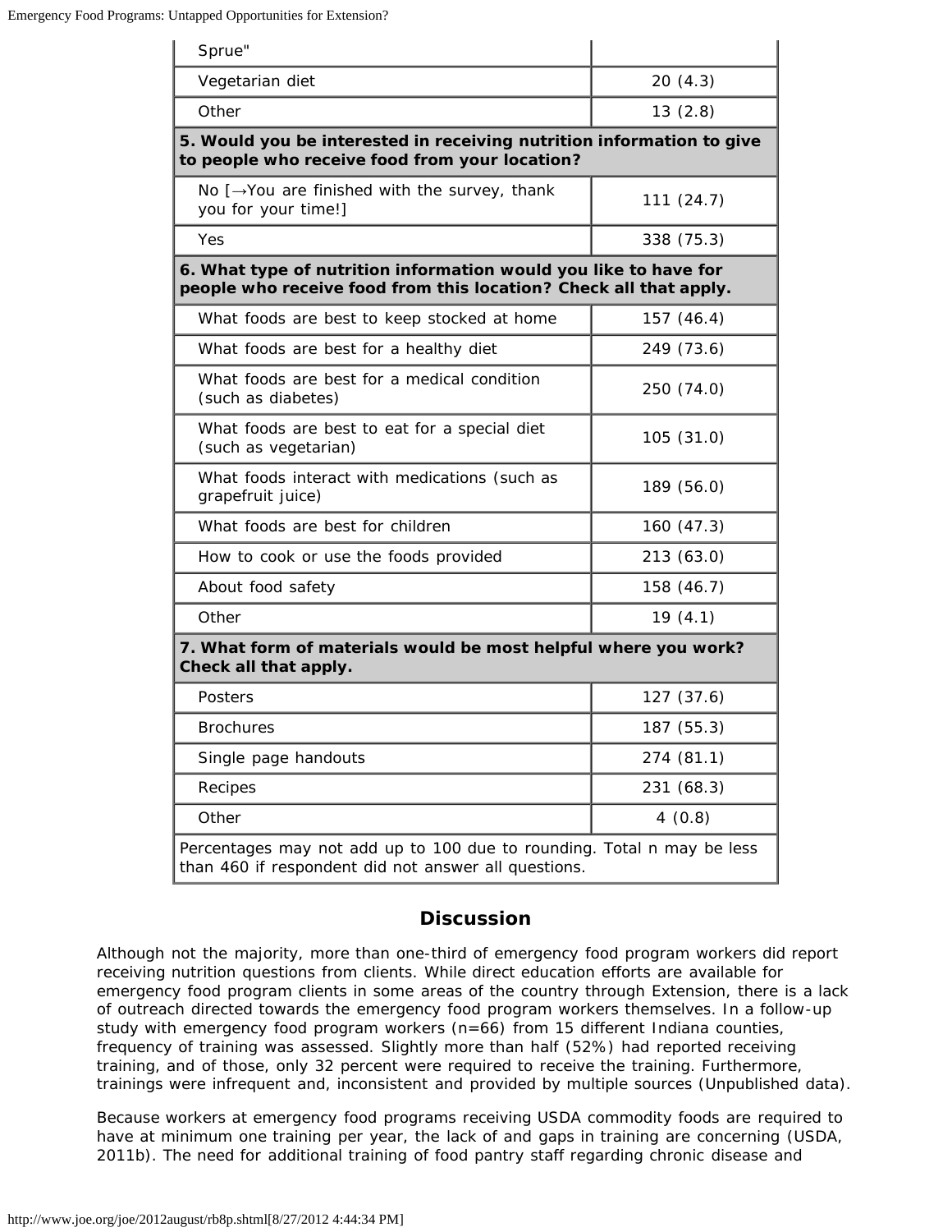| | |
|---|---|
| Sprue" | |
| Vegetarian diet | 20 (4.3) |
| Other | 13 (2.8) |
| **5. Would you be interested in receiving nutrition information to give to people who receive food from your location?** | |
| No [→You are finished with the survey, thank you for your time!] | 111 (24.7) |
| Yes | 338 (75.3) |
| **6. What type of nutrition information would you like to have for people who receive food from this location? Check all that apply.** | |
| What foods are best to keep stocked at home | 157 (46.4) |
| What foods are best for a healthy diet | 249 (73.6) |
| What foods are best for a medical condition (such as diabetes) | 250 (74.0) |
| What foods are best to eat for a special diet (such as vegetarian) | 105 (31.0) |
| What foods interact with medications (such as grapefruit juice) | 189 (56.0) |
| What foods are best for children | 160 (47.3) |
| How to cook or use the foods provided | 213 (63.0) |
| About food safety | 158 (46.7) |
| Other | 19 (4.1) |
| **7. What form of materials would be most helpful where you work? Check all that apply.** | |
| Posters | 127 (37.6) |
| Brochures | 187 (55.3) |
| Single page handouts | 274 (81.1) |
| Recipes | 231 (68.3) |
| Other | 4 (0.8) |
| Percentages may not add up to 100 due to rounding. Total n may be less than 460 if respondent did not answer all questions. | |

## Discussion

Although not the majority, more than one-third of emergency food program workers did report receiving nutrition questions from clients. While direct education efforts are available for emergency food program clients in some areas of the country through Extension, there is a lack of outreach directed towards the emergency food program workers themselves. In a follow-up study with emergency food program workers (n=66) from 15 different Indiana counties, frequency of training was assessed. Slightly more than half (52%) had reported receiving training, and of those, only 32 percent were required to receive the training. Furthermore, trainings were infrequent and, inconsistent and provided by multiple sources (Unpublished data).

Because workers at emergency food programs receiving USDA commodity foods are required to have at minimum one training per year, the lack of and gaps in training are concerning (USDA, 2011b). The need for additional training of food pantry staff regarding chronic disease and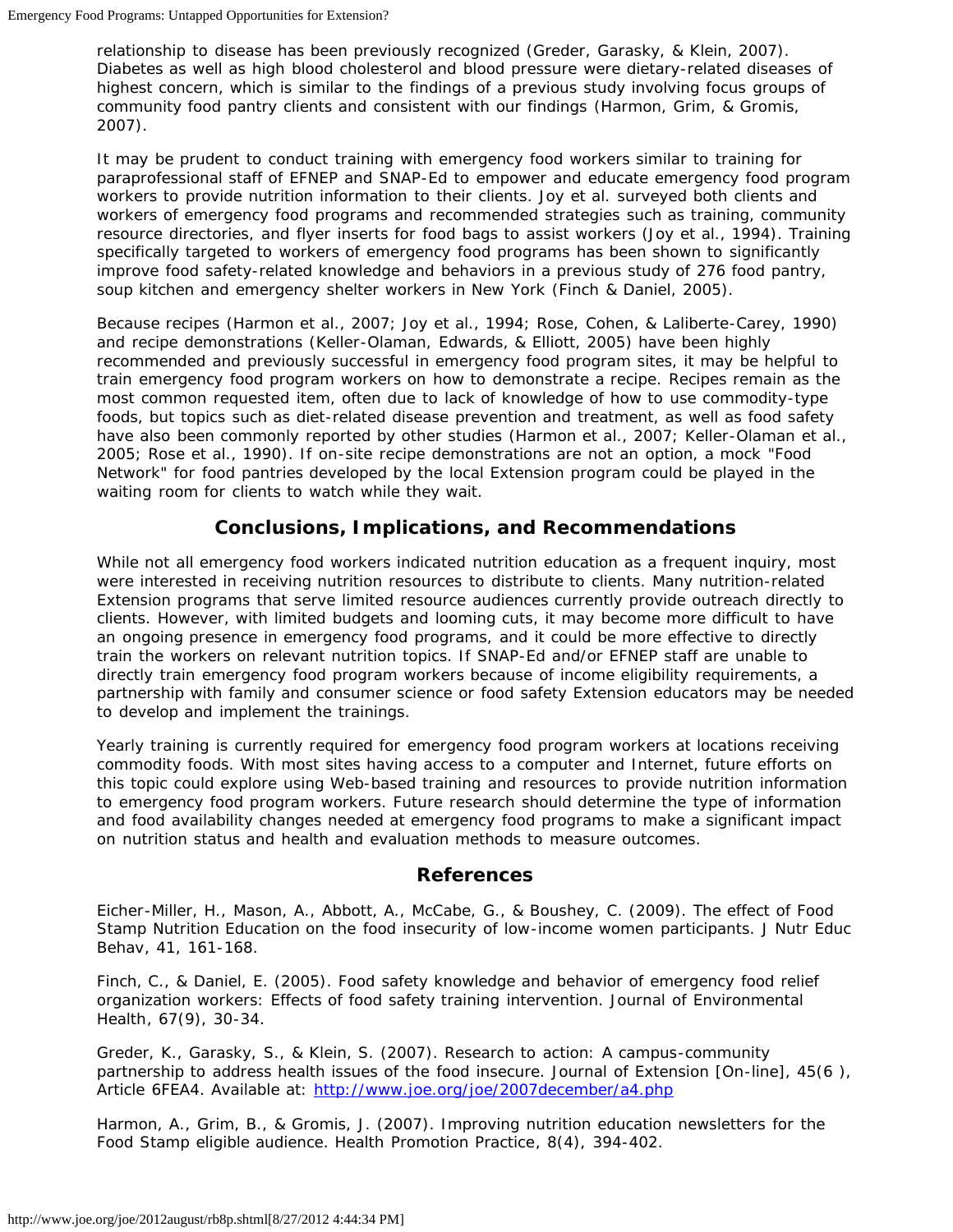relationship to disease has been previously recognized (Greder, Garasky, & Klein, 2007). Diabetes as well as high blood cholesterol and blood pressure were dietary-related diseases of highest concern, which is similar to the findings of a previous study involving focus groups of community food pantry clients and consistent with our findings (Harmon, Grim, & Gromis, 2007).

It may be prudent to conduct training with emergency food workers similar to training for paraprofessional staff of EFNEP and SNAP-Ed to empower and educate emergency food program workers to provide nutrition information to their clients. Joy et al. surveyed both clients and workers of emergency food programs and recommended strategies such as training, community resource directories, and flyer inserts for food bags to assist workers (Joy et al., 1994). Training specifically targeted to workers of emergency food programs has been shown to significantly improve food safety-related knowledge and behaviors in a previous study of 276 food pantry, soup kitchen and emergency shelter workers in New York (Finch & Daniel, 2005).

Because recipes (Harmon et al., 2007; Joy et al., 1994; Rose, Cohen, & Laliberte-Carey, 1990) and recipe demonstrations (Keller-Olaman, Edwards, & Elliott, 2005) have been highly recommended and previously successful in emergency food program sites, it may be helpful to train emergency food program workers on how to demonstrate a recipe. Recipes remain as the most common requested item, often due to lack of knowledge of how to use commodity-type foods, but topics such as diet-related disease prevention and treatment, as well as food safety have also been commonly reported by other studies (Harmon et al., 2007; Keller-Olaman et al., 2005; Rose et al., 1990). If on-site recipe demonstrations are not an option, a mock "Food Network" for food pantries developed by the local Extension program could be played in the waiting room for clients to watch while they wait.

## Conclusions, Implications, and Recommendations

While not all emergency food workers indicated nutrition education as a frequent inquiry, most were interested in receiving nutrition resources to distribute to clients. Many nutrition-related Extension programs that serve limited resource audiences currently provide outreach directly to clients. However, with limited budgets and looming cuts, it may become more difficult to have an ongoing presence in emergency food programs, and it could be more effective to directly train the workers on relevant nutrition topics. If SNAP-Ed and/or EFNEP staff are unable to directly train emergency food program workers because of income eligibility requirements, a partnership with family and consumer science or food safety Extension educators may be needed to develop and implement the trainings.

Yearly training is currently required for emergency food program workers at locations receiving commodity foods. With most sites having access to a computer and Internet, future efforts on this topic could explore using Web-based training and resources to provide nutrition information to emergency food program workers. Future research should determine the type of information and food availability changes needed at emergency food programs to make a significant impact on nutrition status and health and evaluation methods to measure outcomes.

## References

Eicher-Miller, H., Mason, A., Abbott, A., McCabe, G., & Boushey, C. (2009). The effect of Food Stamp Nutrition Education on the food insecurity of low-income women participants. J Nutr Educ Behav, 41, 161-168.

Finch, C., & Daniel, E. (2005). Food safety knowledge and behavior of emergency food relief organization workers: Effects of food safety training intervention. Journal of Environmental Health, 67(9), 30-34.

Greder, K., Garasky, S., & Klein, S. (2007). Research to action: A campus-community partnership to address health issues of the food insecure. Journal of Extension [On-line], 45(6 ), Article 6FEA4. Available at: http://www.joe.org/joe/2007december/a4.php

Harmon, A., Grim, B., & Gromis, J. (2007). Improving nutrition education newsletters for the Food Stamp eligible audience. Health Promotion Practice, 8(4), 394-402.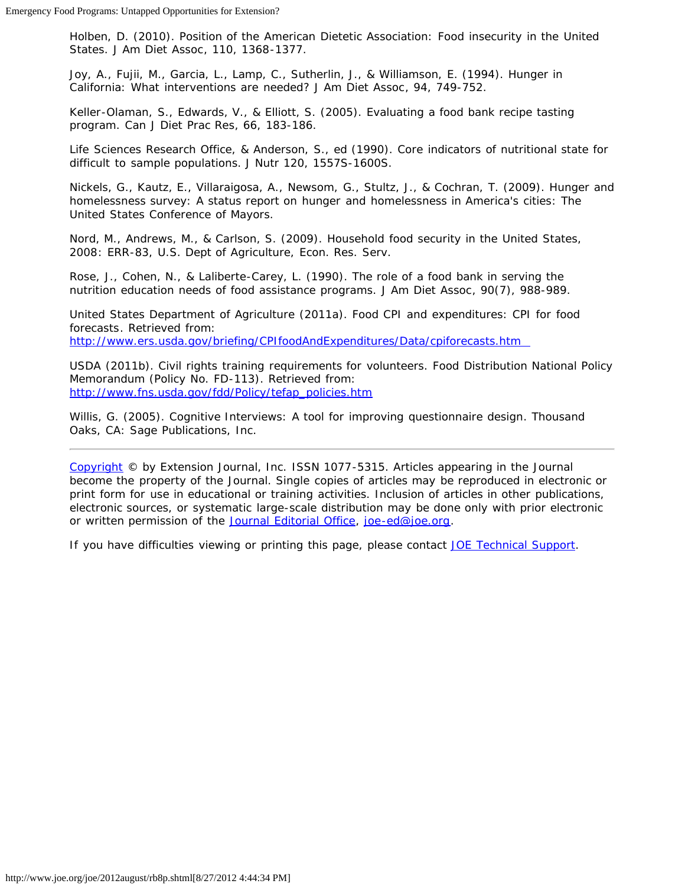Holben, D. (2010). Position of the American Dietetic Association: Food insecurity in the United States. J Am Diet Assoc, 110, 1368-1377.

Joy, A., Fujii, M., Garcia, L., Lamp, C., Sutherlin, J., & Williamson, E. (1994). Hunger in California: What interventions are needed? J Am Diet Assoc, 94, 749-752.

Keller-Olaman, S., Edwards, V., & Elliott, S. (2005). Evaluating a food bank recipe tasting program. Can J Diet Prac Res, 66, 183-186.

Life Sciences Research Office, & Anderson, S., ed (1990). Core indicators of nutritional state for difficult to sample populations. J Nutr 120, 1557S-1600S.

Nickels, G., Kautz, E., Villaraigosa, A., Newsom, G., Stultz, J., & Cochran, T. (2009). Hunger and homelessness survey: A status report on hunger and homelessness in America's cities: The United States Conference of Mayors.

Nord, M., Andrews, M., & Carlson, S. (2009). Household food security in the United States, 2008: ERR-83, U.S. Dept of Agriculture, Econ. Res. Serv.

Rose, J., Cohen, N., & Laliberte-Carey, L. (1990). The role of a food bank in serving the nutrition education needs of food assistance programs. J Am Diet Assoc, 90(7), 988-989.

United States Department of Agriculture (2011a). Food CPI and expenditures: CPI for food forecasts. Retrieved from: http://www.ers.usda.gov/briefing/CPIfoodAndExpenditures/Data/cpiforecasts.htm

USDA (2011b). Civil rights training requirements for volunteers. Food Distribution National Policy Memorandum (Policy No. FD-113). Retrieved from: http://www.fns.usda.gov/fdd/Policy/tefap_policies.htm

Willis, G. (2005). Cognitive Interviews: A tool for improving questionnaire design. Thousand Oaks, CA: Sage Publications, Inc.

---

Copyright © by Extension Journal, Inc. ISSN 1077-5315. Articles appearing in the Journal become the property of the Journal. Single copies of articles may be reproduced in electronic or print form for use in educational or training activities. Inclusion of articles in other publications, electronic sources, or systematic large-scale distribution may be done only with prior electronic or written permission of the Journal Editorial Office, joe-ed@joe.org.

If you have difficulties viewing or printing this page, please contact JOE Technical Support.